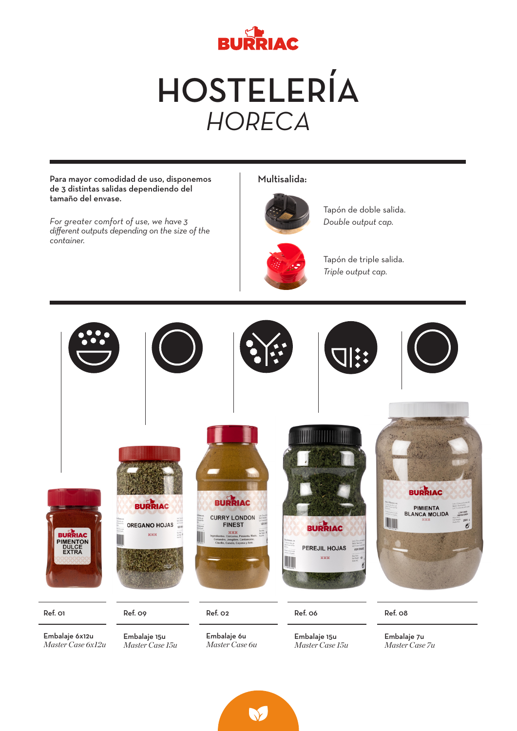BURRIAC

# HOSTELERÍA
## *HORECA*

**Para mayor comodidad de uso, disponemos de 3 distintas salidas dependiendo del tamaño del envase.**

*For greater comfort of use, we have 3 different outputs depending on the size of the container.*

**Multisalida:**

Tapón de doble salida.
*Double output cap.*

Tapón de triple salida.
*Triple output cap.*

| Ref. 01 | Ref. 09 | Ref. 02 | Ref. 06 | Ref. 08 |
|---|---|---|---|---|
| PIMENTON DULCE EXTRA | OREGANO HOJAS | CURRY LONDON FINEST | PEREJIL HOJAS | PIMIENTA BLANCA MOLIDA |
| **Embalaje 6x12u** *Master Case 6x12u* | **Embalaje 15u** *Master Case 15u* | **Embalaje 6u** *Master Case 6u* | **Embalaje 15u** *Master Case 15u* | **Embalaje 7u** *Master Case 7u* |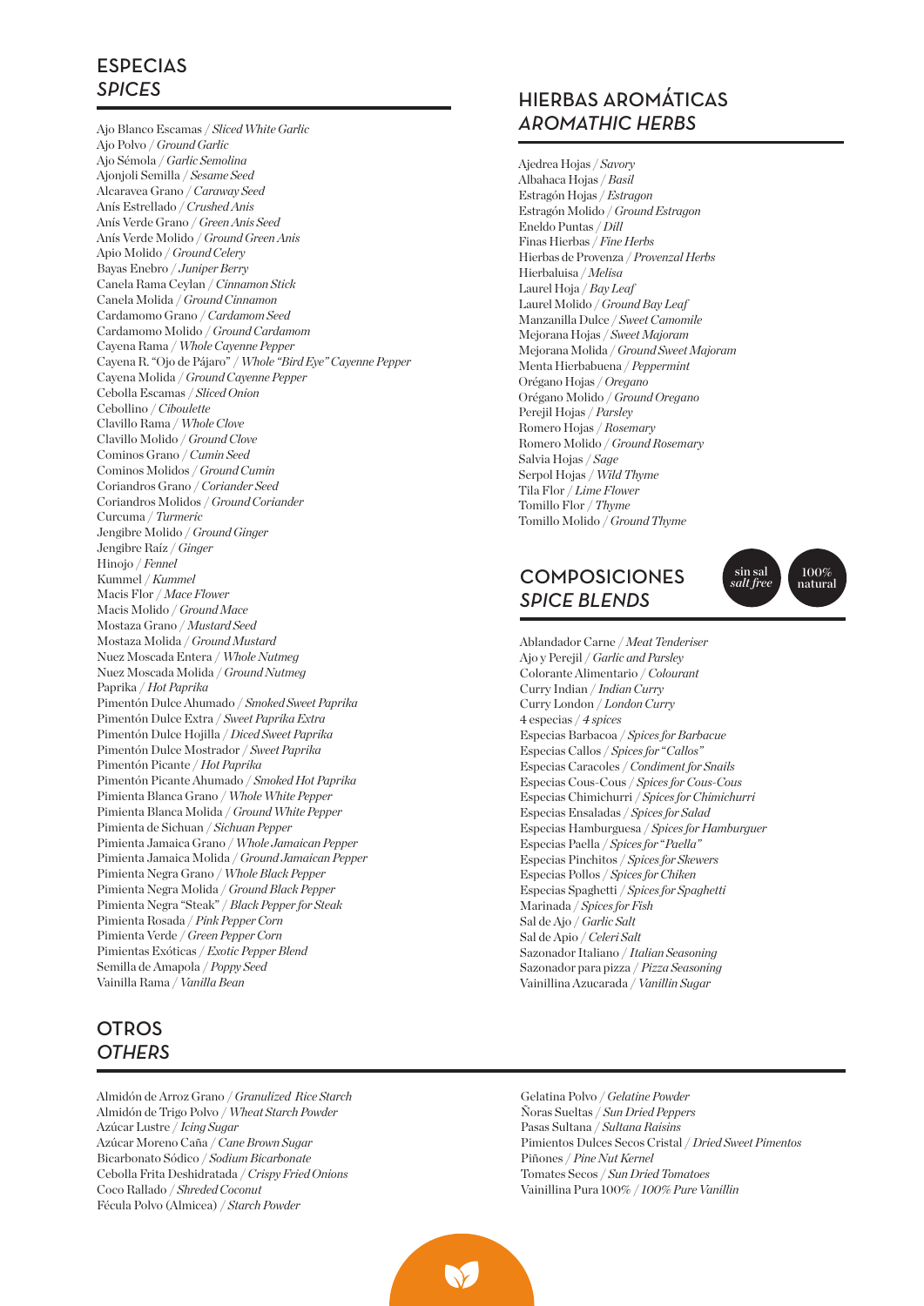## ESPECIAS
## *SPICES*

Ajo Blanco Escamas / *Sliced White Garlic*
Ajo Polvo / *Ground Garlic*
Ajo Sémola / *Garlic Semolina*
Ajonjolí Semilla / *Sesame Seed*
Alcaravea Grano / *Caraway Seed*
Anís Estrellado / *Crushed Anis*
Anís Verde Grano / *Green Anis Seed*
Anís Verde Molido / *Ground Green Anis*
Apio Molido / *Ground Celery*
Bayas Enebro / *Juniper Berry*
Canela Rama Ceylan / *Cinnamon Stick*
Canela Molida / *Ground Cinnamon*
Cardamomo Grano / *Cardamom Seed*
Cardamomo Molido / *Ground Cardamom*
Cayena Rama / *Whole Cayenne Pepper*
Cayena R. "Ojo de Pájaro" / *Whole "Bird Eye" Cayenne Pepper*
Cayena Molida / *Ground Cayenne Pepper*
Cebolla Escamas / *Sliced Onion*
Cebollino / *Ciboulette*
Clavillo Rama / *Whole Clove*
Clavillo Molido / *Ground Clove*
Cominos Grano / *Cumin Seed*
Cominos Molidos / *Ground Cumin*
Coriandros Grano / *Coriander Seed*
Coriandros Molidos / *Ground Coriander*
Curcuma / *Turmeric*
Jengibre Molido / *Ground Ginger*
Jengibre Raíz / *Ginger*
Hinojo / *Fennel*
Kummel / *Kummel*
Macis Flor / *Mace Flower*
Macis Molido / *Ground Mace*
Mostaza Grano / *Mustard Seed*
Mostaza Molida / *Ground Mustard*
Nuez Moscada Entera / *Whole Nutmeg*
Nuez Moscada Molida / *Ground Nutmeg*
Paprika / *Hot Paprika*
Pimentón Dulce Ahumado / *Smoked Sweet Paprika*
Pimentón Dulce Extra / *Sweet Paprika Extra*
Pimentón Dulce Hojilla / *Diced Sweet Paprika*
Pimentón Dulce Mostrador / *Sweet Paprika*
Pimentón Picante / *Hot Paprika*
Pimentón Picante Ahumado / *Smoked Hot Paprika*
Pimienta Blanca Grano / *Whole White Pepper*
Pimienta Blanca Molida / *Ground White Pepper*
Pimienta de Sichuan / *Sichuan Pepper*
Pimienta Jamaica Grano / *Whole Jamaican Pepper*
Pimienta Jamaica Molida / *Ground Jamaican Pepper*
Pimienta Negra Grano / *Whole Black Pepper*
Pimienta Negra Molida / *Ground Black Pepper*
Pimienta Negra "Steak" / *Black Pepper for Steak*
Pimienta Rosada / *Pink Pepper Corn*
Pimienta Verde / *Green Pepper Corn*
Pimientas Exóticas / *Exotic Pepper Blend*
Semilla de Amapola / *Poppy Seed*
Vainilla Rama / *Vanilla Bean*

## HIERBAS AROMÁTICAS
## *AROMATHIC HERBS*

Ajedrea Hojas / *Savory*
Albahaca Hojas / *Basil*
Estragón Hojas / *Estragon*
Estragón Molido / *Ground Estragon*
Eneldo Puntas / *Dill*
Finas Hierbas / *Fine Herbs*
Hierbas de Provenza / *Provenzal Herbs*
Hierbaluisa / *Melisa*
Laurel Hoja / *Bay Leaf*
Laurel Molido / *Ground Bay Leaf*
Manzanilla Dulce / *Sweet Camomile*
Mejorana Hojas / *Sweet Majoram*
Mejorana Molida / *Ground Sweet Majoram*
Menta Hierbabuena / *Peppermint*
Orégano Hojas / *Oregano*
Orégano Molido / *Ground Oregano*
Perejil Hojas / *Parsley*
Romero Hojas / *Rosemary*
Romero Molido / *Ground Rosemary*
Salvia Hojas / *Sage*
Serpol Hojas / *Wild Thyme*
Tila Flor / *Lime Flower*
Tomillo Flor / *Thyme*
Tomillo Molido / *Ground Thyme*

## COMPOSICIONES
## *SPICE BLENDS*

sin sal *salt free* — 100% natural

Ablandador Carne / *Meat Tenderiser*
Ajo y Perejil / *Garlic and Parsley*
Colorante Alimentario / *Colourant*
Curry Indian / *Indian Curry*
Curry London / *London Curry*
4 especias / *4 spices*
Especias Barbacoa / *Spices for Barbacue*
Especias Callos / *Spices for "Callos"*
Especias Caracoles / *Condiment for Snails*
Especias Cous-Cous / *Spices for Cous-Cous*
Especias Chimichurri / *Spices for Chimichurri*
Especias Ensaladas / *Spices for Salad*
Especias Hamburguesa / *Spices for Hamburguer*
Especias Paella / *Spices for "Paella"*
Especias Pinchitos / *Spices for Skewers*
Especias Pollos / *Spices for Chiken*
Especias Spaghetti / *Spices for Spaghetti*
Marinada / *Spices for Fish*
Sal de Ajo / *Garlic Salt*
Sal de Apio / *Celeri Salt*
Sazonador Italiano / *Italian Seasoning*
Sazonador para pizza / *Pizza Seasoning*
Vainillina Azucarada / *Vanillin Sugar*

## OTROS
## *OTHERS*

Almidón de Arroz Grano / *Granulized Rice Starch*
Almidón de Trigo Polvo / *Wheat Starch Powder*
Azúcar Lustre / *Icing Sugar*
Azúcar Moreno Caña / *Cane Brown Sugar*
Bicarbonato Sódico / *Sodium Bicarbonate*
Cebolla Frita Deshidratada / *Crispy Fried Onions*
Coco Rallado / *Shreded Coconut*
Fécula Polvo (Almicea) / *Starch Powder*
Gelatina Polvo / *Gelatine Powder*
Ñoras Sueltas / *Sun Dried Peppers*
Pasas Sultana / *Sultana Raisins*
Pimientos Dulces Secos Cristal / *Dried Sweet Pimentos*
Piñones / *Pine Nut Kernel*
Tomates Secos / *Sun Dried Tomatoes*
Vainillina Pura 100% / *100% Pure Vanillin*